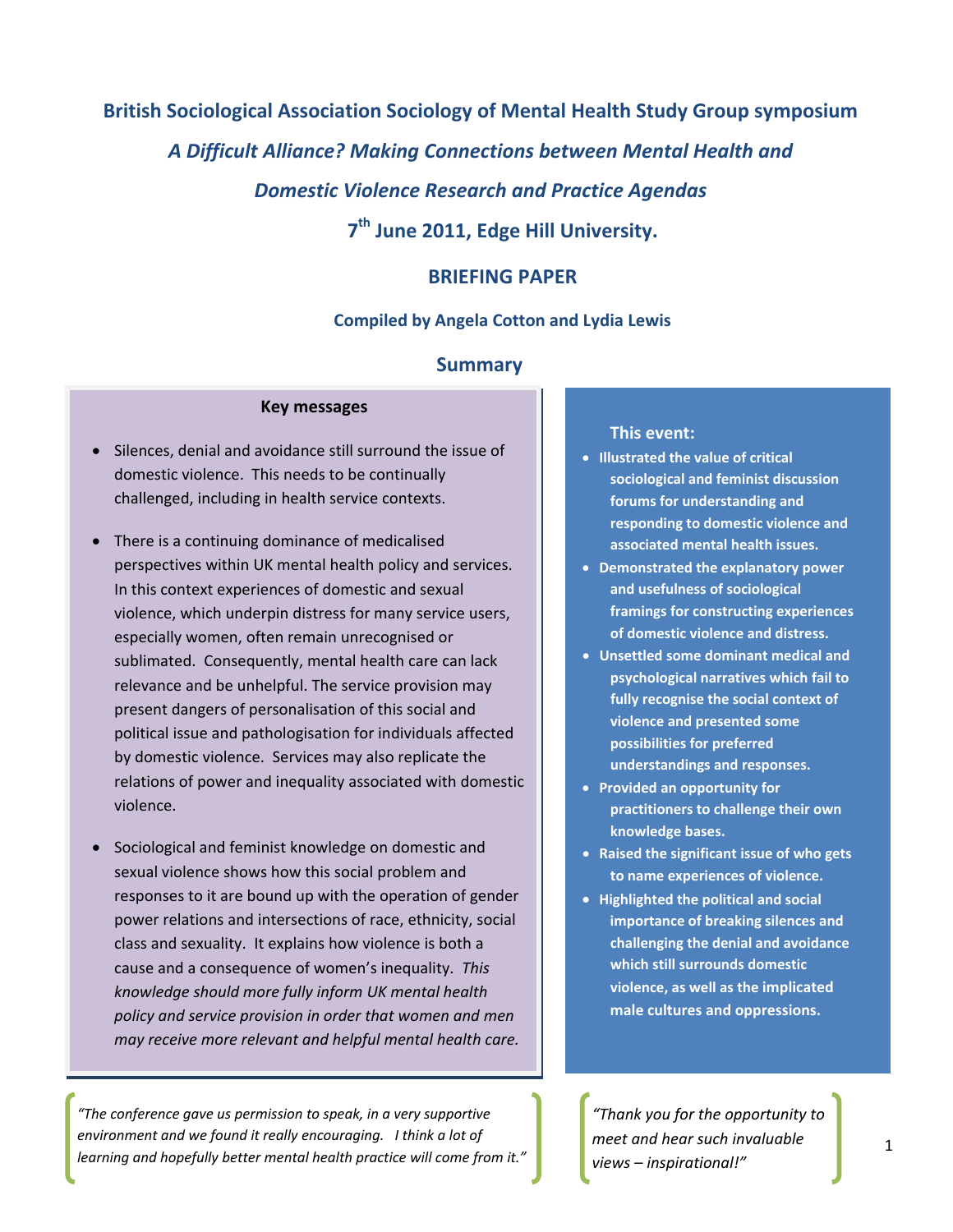# British Sociological Association Sociology of Mental Health Study Group symposium

## *A Difficult Alliance? Making Connections between Mental Health and Domestic Violence Research and Practice Agendas*

## 7th June 2011, Edge Hill University.

## BRIEFING PAPER

**Compiled by Angela Cotton and Lydia Lewis**

## Summary

### Key messages

- Silences, denial and avoidance still surround the issue of domestic violence. This needs to be continually challenged, including in health service contexts.

- There is a continuing dominance of medicalised perspectives within UK mental health policy and services. In this context experiences of domestic and sexual violence, which underpin distress for many service users, especially women, often remain unrecognised or sublimated. Consequently, mental health care can lack relevance and be unhelpful. The service provision may present dangers of personalisation of this social and political issue and pathologisation for individuals affected by domestic violence. Services may also replicate the relations of power and inequality associated with domestic violence.

- Sociological and feminist knowledge on domestic and sexual violence shows how this social problem and responses to it are bound up with the operation of gender power relations and intersections of race, ethnicity, social class and sexuality. It explains how violence is both a cause and a consequence of women's inequality. *This knowledge should more fully inform UK mental health policy and service provision in order that women and men may receive more relevant and helpful mental health care.*

### This event:

- **Illustrated the value of critical sociological and feminist discussion forums for understanding and responding to domestic violence and associated mental health issues.**
- **Demonstrated the explanatory power and usefulness of sociological framings for constructing experiences of domestic violence and distress.**
- **Unsettled some dominant medical and psychological narratives which fail to fully recognise the social context of violence and presented some possibilities for preferred understandings and responses.**
- **Provided an opportunity for practitioners to challenge their own knowledge bases.**
- **Raised the significant issue of who gets to name experiences of violence.**
- **Highlighted the political and social importance of breaking silences and challenging the denial and avoidance which still surrounds domestic violence, as well as the implicated male cultures and oppressions.**

*"The conference gave us permission to speak, in a very supportive environment and we found it really encouraging. I think a lot of learning and hopefully better mental health practice will come from it."*

*"Thank you for the opportunity to meet and hear such invaluable views – inspirational!"*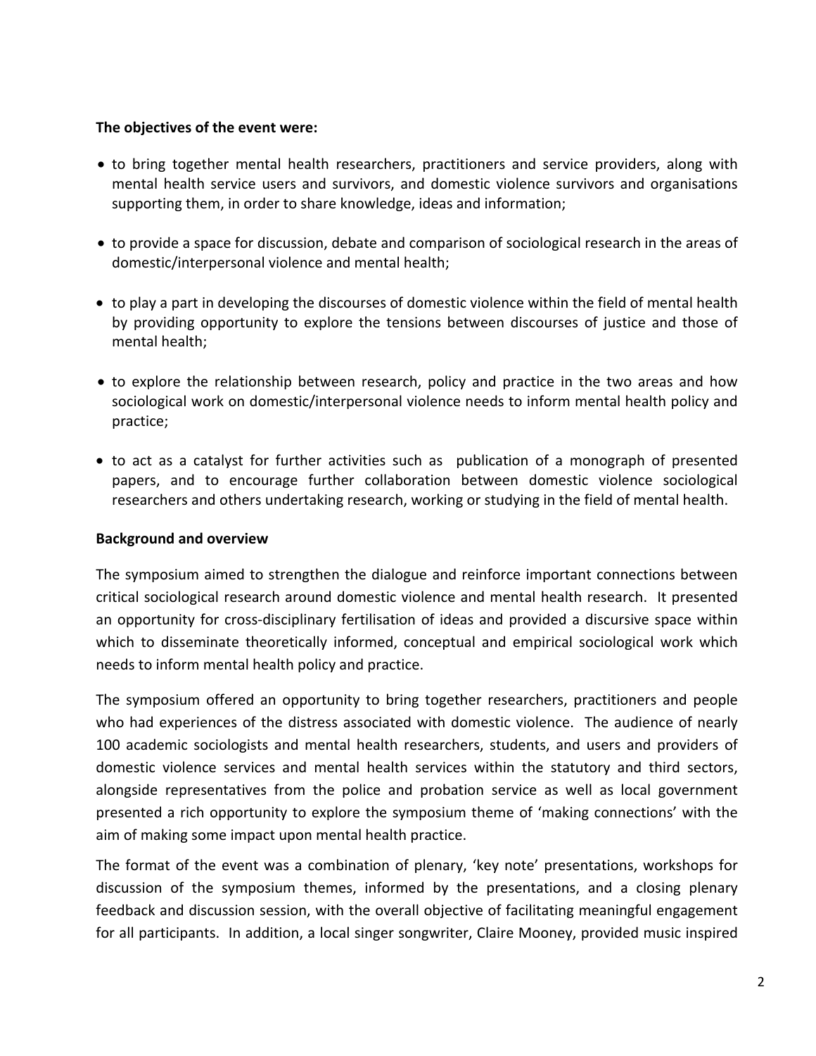**The objectives of the event were:**

- to bring together mental health researchers, practitioners and service providers, along with mental health service users and survivors, and domestic violence survivors and organisations supporting them, in order to share knowledge, ideas and information;
- to provide a space for discussion, debate and comparison of sociological research in the areas of domestic/interpersonal violence and mental health;
- to play a part in developing the discourses of domestic violence within the field of mental health by providing opportunity to explore the tensions between discourses of justice and those of mental health;
- to explore the relationship between research, policy and practice in the two areas and how sociological work on domestic/interpersonal violence needs to inform mental health policy and practice;
- to act as a catalyst for further activities such as publication of a monograph of presented papers, and to encourage further collaboration between domestic violence sociological researchers and others undertaking research, working or studying in the field of mental health.

**Background and overview**

The symposium aimed to strengthen the dialogue and reinforce important connections between critical sociological research around domestic violence and mental health research. It presented an opportunity for cross-disciplinary fertilisation of ideas and provided a discursive space within which to disseminate theoretically informed, conceptual and empirical sociological work which needs to inform mental health policy and practice.

The symposium offered an opportunity to bring together researchers, practitioners and people who had experiences of the distress associated with domestic violence. The audience of nearly 100 academic sociologists and mental health researchers, students, and users and providers of domestic violence services and mental health services within the statutory and third sectors, alongside representatives from the police and probation service as well as local government presented a rich opportunity to explore the symposium theme of 'making connections' with the aim of making some impact upon mental health practice.

The format of the event was a combination of plenary, 'key note' presentations, workshops for discussion of the symposium themes, informed by the presentations, and a closing plenary feedback and discussion session, with the overall objective of facilitating meaningful engagement for all participants. In addition, a local singer songwriter, Claire Mooney, provided music inspired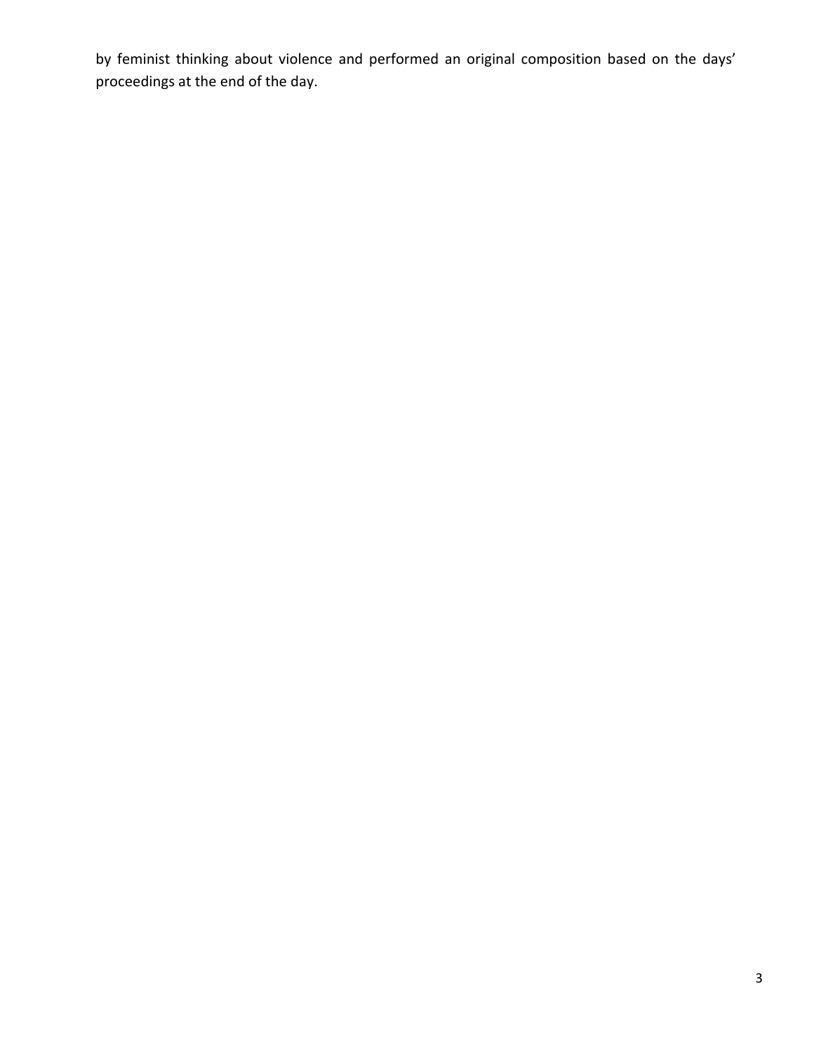by feminist thinking about violence and performed an original composition based on the days' proceedings at the end of the day.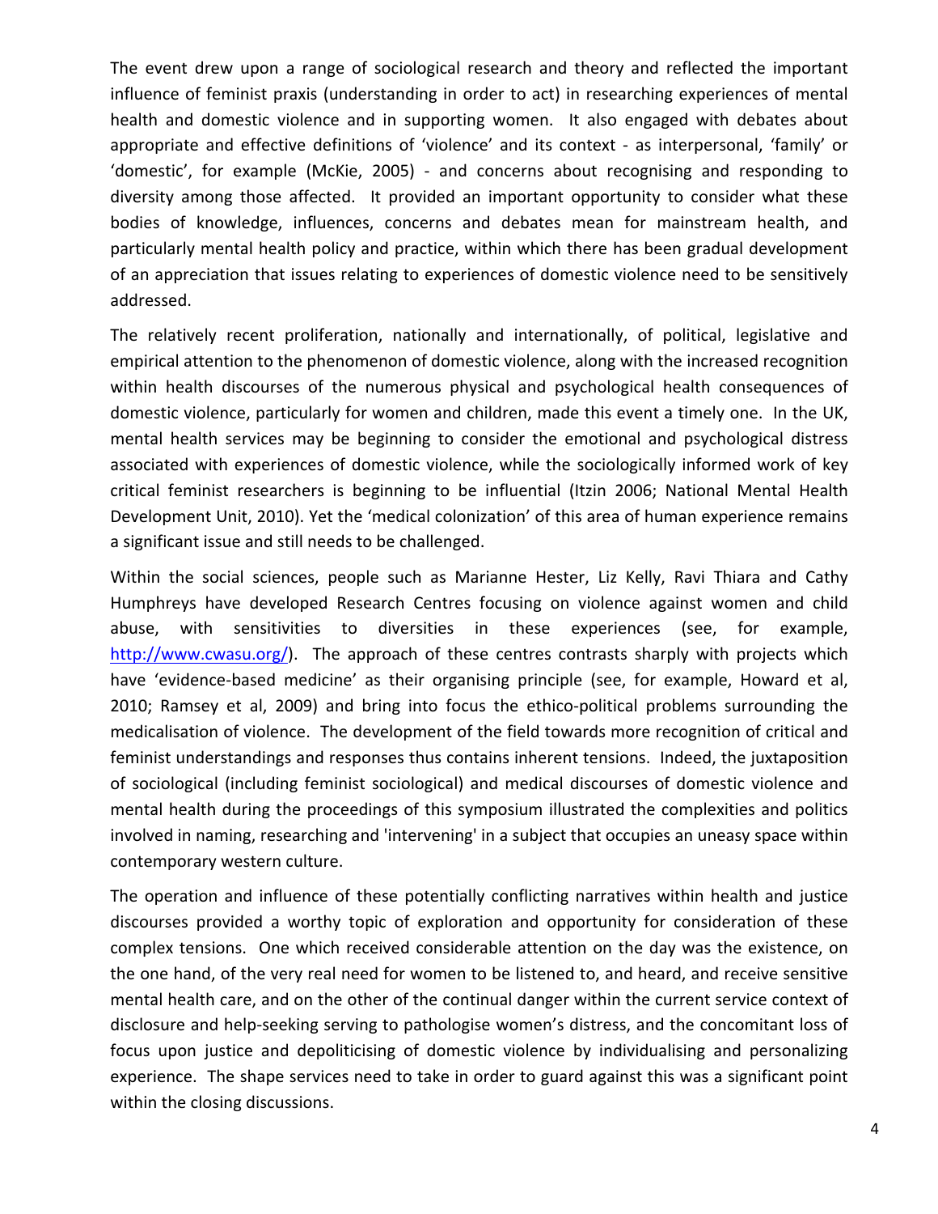The event drew upon a range of sociological research and theory and reflected the important influence of feminist praxis (understanding in order to act) in researching experiences of mental health and domestic violence and in supporting women. It also engaged with debates about appropriate and effective definitions of 'violence' and its context - as interpersonal, 'family' or 'domestic', for example (McKie, 2005) - and concerns about recognising and responding to diversity among those affected. It provided an important opportunity to consider what these bodies of knowledge, influences, concerns and debates mean for mainstream health, and particularly mental health policy and practice, within which there has been gradual development of an appreciation that issues relating to experiences of domestic violence need to be sensitively addressed.

The relatively recent proliferation, nationally and internationally, of political, legislative and empirical attention to the phenomenon of domestic violence, along with the increased recognition within health discourses of the numerous physical and psychological health consequences of domestic violence, particularly for women and children, made this event a timely one. In the UK, mental health services may be beginning to consider the emotional and psychological distress associated with experiences of domestic violence, while the sociologically informed work of key critical feminist researchers is beginning to be influential (Itzin 2006; National Mental Health Development Unit, 2010). Yet the 'medical colonization' of this area of human experience remains a significant issue and still needs to be challenged.

Within the social sciences, people such as Marianne Hester, Liz Kelly, Ravi Thiara and Cathy Humphreys have developed Research Centres focusing on violence against women and child abuse, with sensitivities to diversities in these experiences (see, for example, http://www.cwasu.org/). The approach of these centres contrasts sharply with projects which have 'evidence-based medicine' as their organising principle (see, for example, Howard et al, 2010; Ramsey et al, 2009) and bring into focus the ethico-political problems surrounding the medicalisation of violence. The development of the field towards more recognition of critical and feminist understandings and responses thus contains inherent tensions. Indeed, the juxtaposition of sociological (including feminist sociological) and medical discourses of domestic violence and mental health during the proceedings of this symposium illustrated the complexities and politics involved in naming, researching and 'intervening' in a subject that occupies an uneasy space within contemporary western culture.

The operation and influence of these potentially conflicting narratives within health and justice discourses provided a worthy topic of exploration and opportunity for consideration of these complex tensions. One which received considerable attention on the day was the existence, on the one hand, of the very real need for women to be listened to, and heard, and receive sensitive mental health care, and on the other of the continual danger within the current service context of disclosure and help-seeking serving to pathologise women's distress, and the concomitant loss of focus upon justice and depoliticising of domestic violence by individualising and personalizing experience. The shape services need to take in order to guard against this was a significant point within the closing discussions.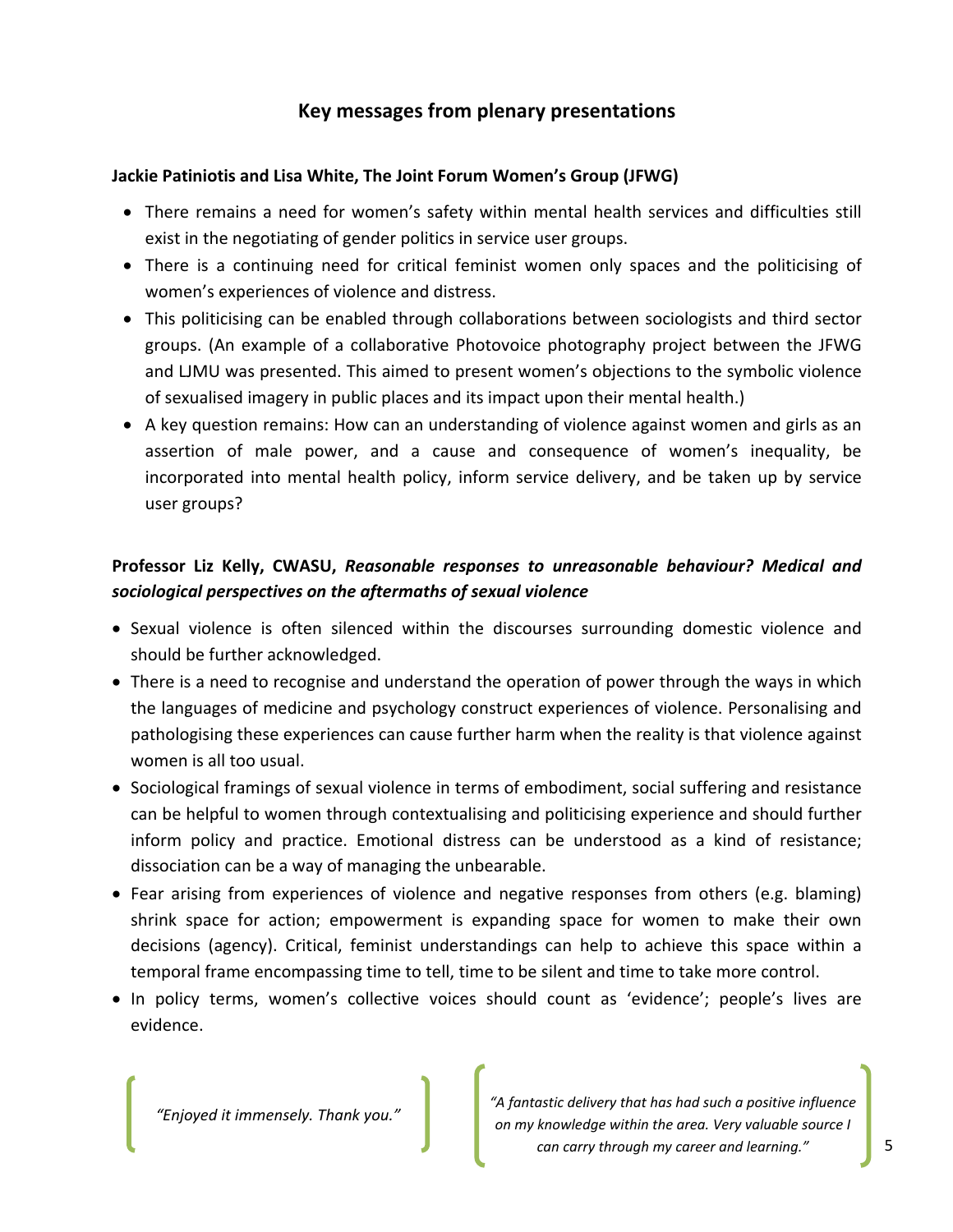## Key messages from plenary presentations

**Jackie Patiniotis and Lisa White, The Joint Forum Women's Group (JFWG)**

- There remains a need for women's safety within mental health services and difficulties still exist in the negotiating of gender politics in service user groups.
- There is a continuing need for critical feminist women only spaces and the politicising of women's experiences of violence and distress.
- This politicising can be enabled through collaborations between sociologists and third sector groups. (An example of a collaborative Photovoice photography project between the JFWG and LJMU was presented. This aimed to present women's objections to the symbolic violence of sexualised imagery in public places and its impact upon their mental health.)
- A key question remains: How can an understanding of violence against women and girls as an assertion of male power, and a cause and consequence of women's inequality, be incorporated into mental health policy, inform service delivery, and be taken up by service user groups?

**Professor Liz Kelly, CWASU, *Reasonable responses to unreasonable behaviour? Medical and sociological perspectives on the aftermaths of sexual violence***

- Sexual violence is often silenced within the discourses surrounding domestic violence and should be further acknowledged.
- There is a need to recognise and understand the operation of power through the ways in which the languages of medicine and psychology construct experiences of violence. Personalising and pathologising these experiences can cause further harm when the reality is that violence against women is all too usual.
- Sociological framings of sexual violence in terms of embodiment, social suffering and resistance can be helpful to women through contextualising and politicising experience and should further inform policy and practice. Emotional distress can be understood as a kind of resistance; dissociation can be a way of managing the unbearable.
- Fear arising from experiences of violence and negative responses from others (e.g. blaming) shrink space for action; empowerment is expanding space for women to make their own decisions (agency). Critical, feminist understandings can help to achieve this space within a temporal frame encompassing time to tell, time to be silent and time to take more control.
- In policy terms, women's collective voices should count as 'evidence'; people's lives are evidence.

*"Enjoyed it immensely. Thank you."*

*"A fantastic delivery that has had such a positive influence on my knowledge within the area. Very valuable source I can carry through my career and learning."*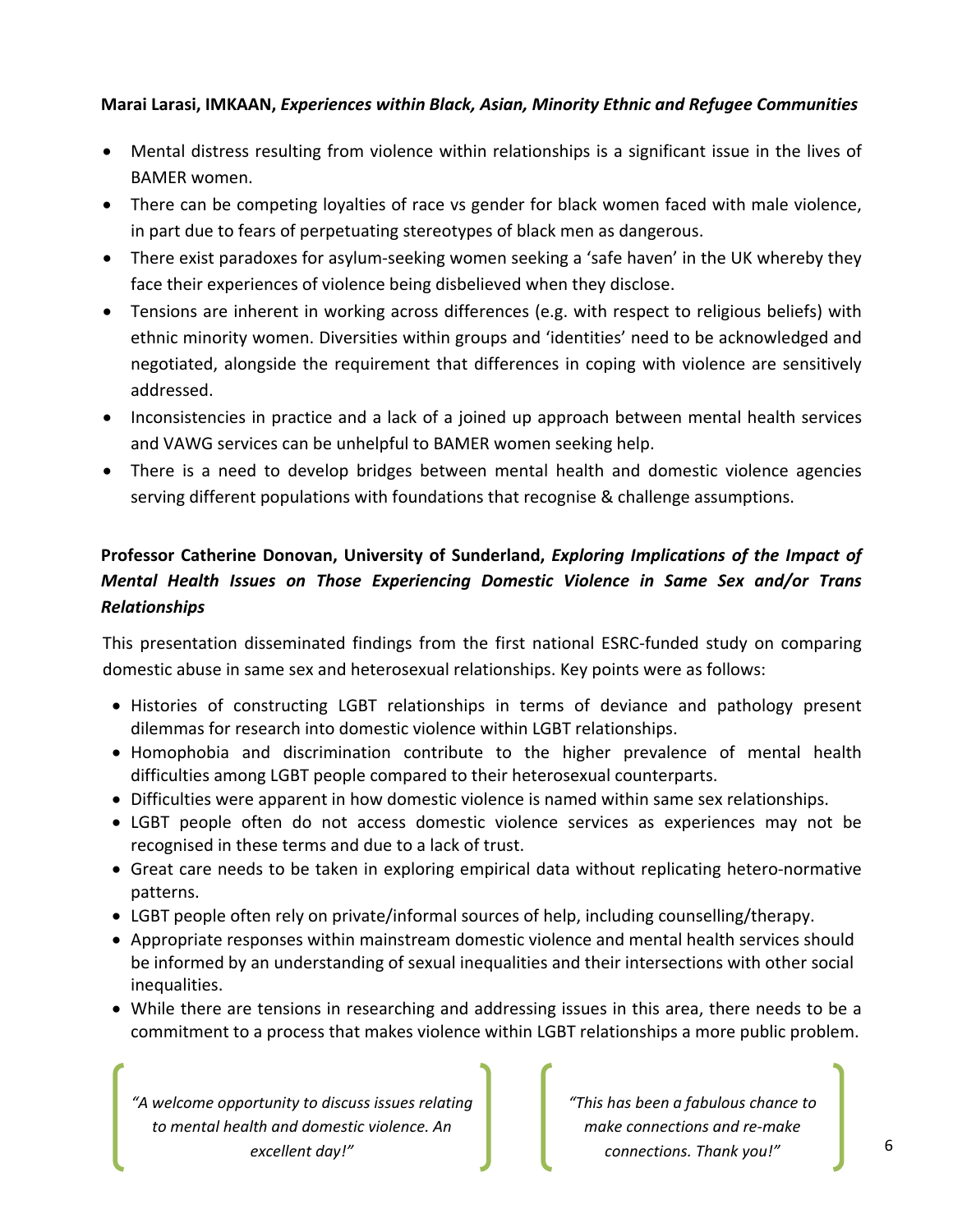**Marai Larasi, IMKAAN, *Experiences within Black, Asian, Minority Ethnic and Refugee Communities***

- Mental distress resulting from violence within relationships is a significant issue in the lives of BAMER women.
- There can be competing loyalties of race vs gender for black women faced with male violence, in part due to fears of perpetuating stereotypes of black men as dangerous.
- There exist paradoxes for asylum-seeking women seeking a 'safe haven' in the UK whereby they face their experiences of violence being disbelieved when they disclose.
- Tensions are inherent in working across differences (e.g. with respect to religious beliefs) with ethnic minority women. Diversities within groups and 'identities' need to be acknowledged and negotiated, alongside the requirement that differences in coping with violence are sensitively addressed.
- Inconsistencies in practice and a lack of a joined up approach between mental health services and VAWG services can be unhelpful to BAMER women seeking help.
- There is a need to develop bridges between mental health and domestic violence agencies serving different populations with foundations that recognise & challenge assumptions.

**Professor Catherine Donovan, University of Sunderland, *Exploring Implications of the Impact of Mental Health Issues on Those Experiencing Domestic Violence in Same Sex and/or Trans Relationships***

This presentation disseminated findings from the first national ESRC-funded study on comparing domestic abuse in same sex and heterosexual relationships. Key points were as follows:

- Histories of constructing LGBT relationships in terms of deviance and pathology present dilemmas for research into domestic violence within LGBT relationships.
- Homophobia and discrimination contribute to the higher prevalence of mental health difficulties among LGBT people compared to their heterosexual counterparts.
- Difficulties were apparent in how domestic violence is named within same sex relationships.
- LGBT people often do not access domestic violence services as experiences may not be recognised in these terms and due to a lack of trust.
- Great care needs to be taken in exploring empirical data without replicating hetero-normative patterns.
- LGBT people often rely on private/informal sources of help, including counselling/therapy.
- Appropriate responses within mainstream domestic violence and mental health services should be informed by an understanding of sexual inequalities and their intersections with other social inequalities.
- While there are tensions in researching and addressing issues in this area, there needs to be a commitment to a process that makes violence within LGBT relationships a more public problem.

*"A welcome opportunity to discuss issues relating to mental health and domestic violence. An excellent day!"*

*"This has been a fabulous chance to make connections and re-make connections. Thank you!"*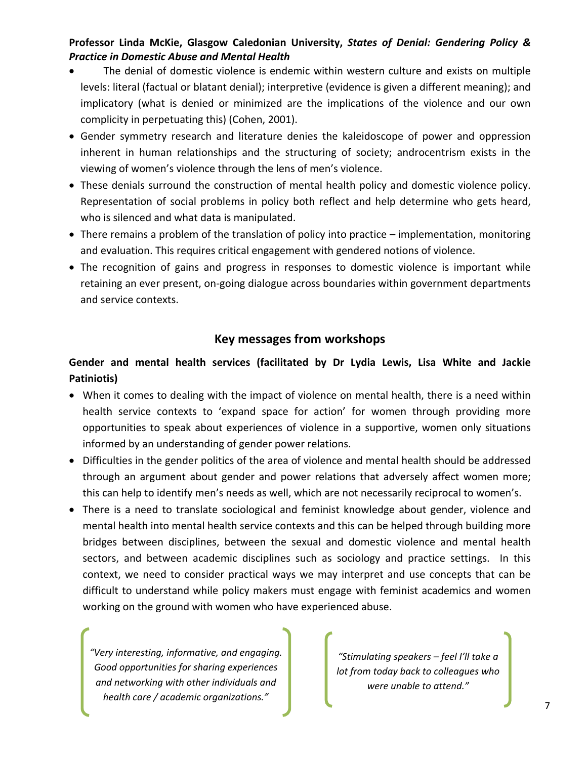**Professor Linda McKie, Glasgow Caledonian University,** ***States of Denial: Gendering Policy & Practice in Domestic Abuse and Mental Health***

- The denial of domestic violence is endemic within western culture and exists on multiple levels: literal (factual or blatant denial); interpretive (evidence is given a different meaning); and implicatory (what is denied or minimized are the implications of the violence and our own complicity in perpetuating this) (Cohen, 2001).
- Gender symmetry research and literature denies the kaleidoscope of power and oppression inherent in human relationships and the structuring of society; androcentrism exists in the viewing of women's violence through the lens of men's violence.
- These denials surround the construction of mental health policy and domestic violence policy. Representation of social problems in policy both reflect and help determine who gets heard, who is silenced and what data is manipulated.
- There remains a problem of the translation of policy into practice – implementation, monitoring and evaluation. This requires critical engagement with gendered notions of violence.
- The recognition of gains and progress in responses to domestic violence is important while retaining an ever present, on-going dialogue across boundaries within government departments and service contexts.

## Key messages from workshops

**Gender and mental health services (facilitated by Dr Lydia Lewis, Lisa White and Jackie Patiniotis)**

- When it comes to dealing with the impact of violence on mental health, there is a need within health service contexts to 'expand space for action' for women through providing more opportunities to speak about experiences of violence in a supportive, women only situations informed by an understanding of gender power relations.
- Difficulties in the gender politics of the area of violence and mental health should be addressed through an argument about gender and power relations that adversely affect women more; this can help to identify men's needs as well, which are not necessarily reciprocal to women's.
- There is a need to translate sociological and feminist knowledge about gender, violence and mental health into mental health service contexts and this can be helped through building more bridges between disciplines, between the sexual and domestic violence and mental health sectors, and between academic disciplines such as sociology and practice settings. In this context, we need to consider practical ways we may interpret and use concepts that can be difficult to understand while policy makers must engage with feminist academics and women working on the ground with women who have experienced abuse.

*"Very interesting, informative, and engaging. Good opportunities for sharing experiences and networking with other individuals and health care / academic organizations."*

*"Stimulating speakers – feel I'll take a lot from today back to colleagues who were unable to attend."*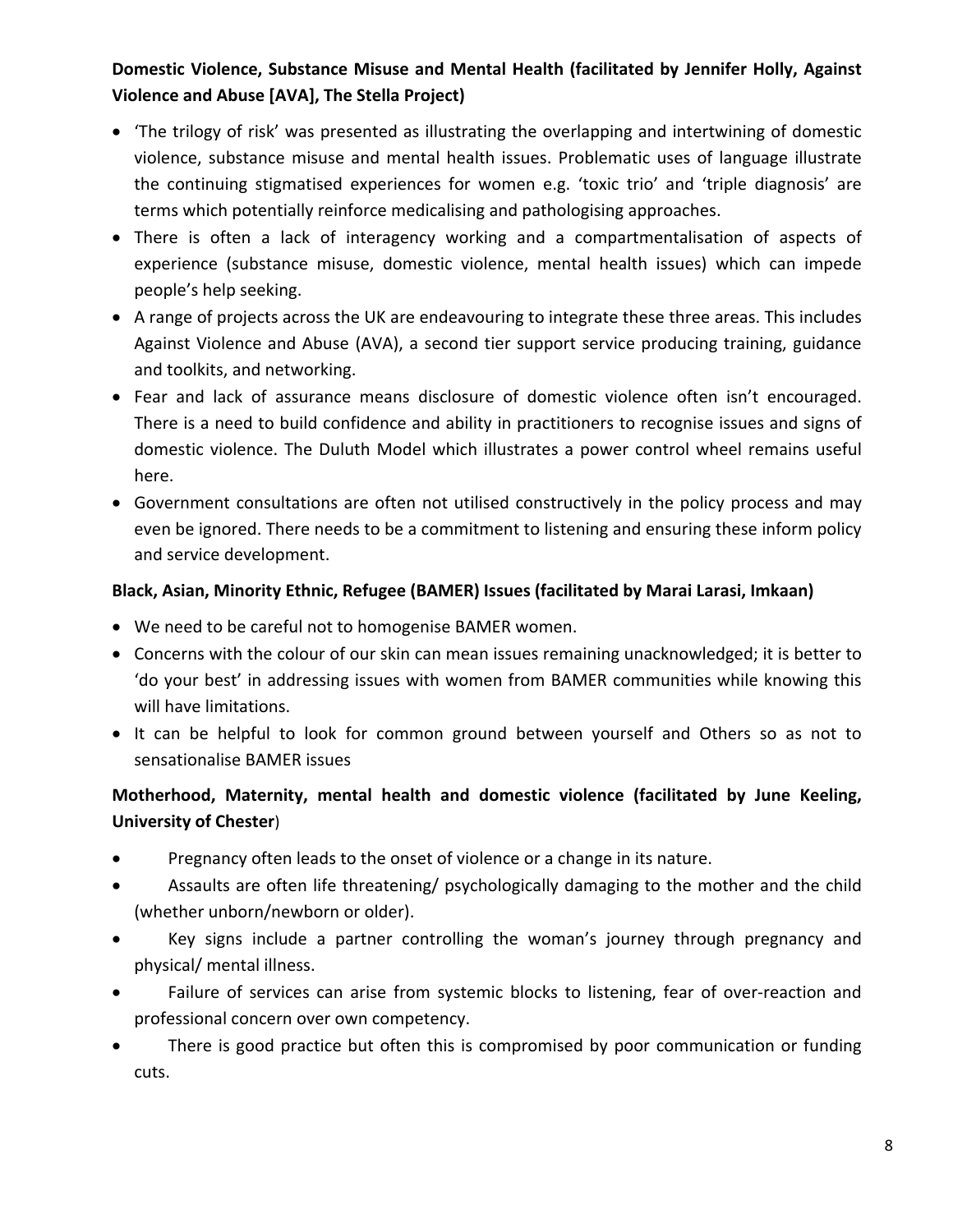**Domestic Violence, Substance Misuse and Mental Health (facilitated by Jennifer Holly, Against Violence and Abuse [AVA], The Stella Project)**

- 'The trilogy of risk' was presented as illustrating the overlapping and intertwining of domestic violence, substance misuse and mental health issues. Problematic uses of language illustrate the continuing stigmatised experiences for women e.g. 'toxic trio' and 'triple diagnosis' are terms which potentially reinforce medicalising and pathologising approaches.
- There is often a lack of interagency working and a compartmentalisation of aspects of experience (substance misuse, domestic violence, mental health issues) which can impede people's help seeking.
- A range of projects across the UK are endeavouring to integrate these three areas. This includes Against Violence and Abuse (AVA), a second tier support service producing training, guidance and toolkits, and networking.
- Fear and lack of assurance means disclosure of domestic violence often isn't encouraged. There is a need to build confidence and ability in practitioners to recognise issues and signs of domestic violence. The Duluth Model which illustrates a power control wheel remains useful here.
- Government consultations are often not utilised constructively in the policy process and may even be ignored. There needs to be a commitment to listening and ensuring these inform policy and service development.

**Black, Asian, Minority Ethnic, Refugee (BAMER) Issues (facilitated by Marai Larasi, Imkaan)**

- We need to be careful not to homogenise BAMER women.
- Concerns with the colour of our skin can mean issues remaining unacknowledged; it is better to 'do your best' in addressing issues with women from BAMER communities while knowing this will have limitations.
- It can be helpful to look for common ground between yourself and Others so as not to sensationalise BAMER issues

**Motherhood, Maternity, mental health and domestic violence (facilitated by June Keeling, University of Chester)**

- Pregnancy often leads to the onset of violence or a change in its nature.
- Assaults are often life threatening/ psychologically damaging to the mother and the child (whether unborn/newborn or older).
- Key signs include a partner controlling the woman's journey through pregnancy and physical/ mental illness.
- Failure of services can arise from systemic blocks to listening, fear of over-reaction and professional concern over own competency.
- There is good practice but often this is compromised by poor communication or funding cuts.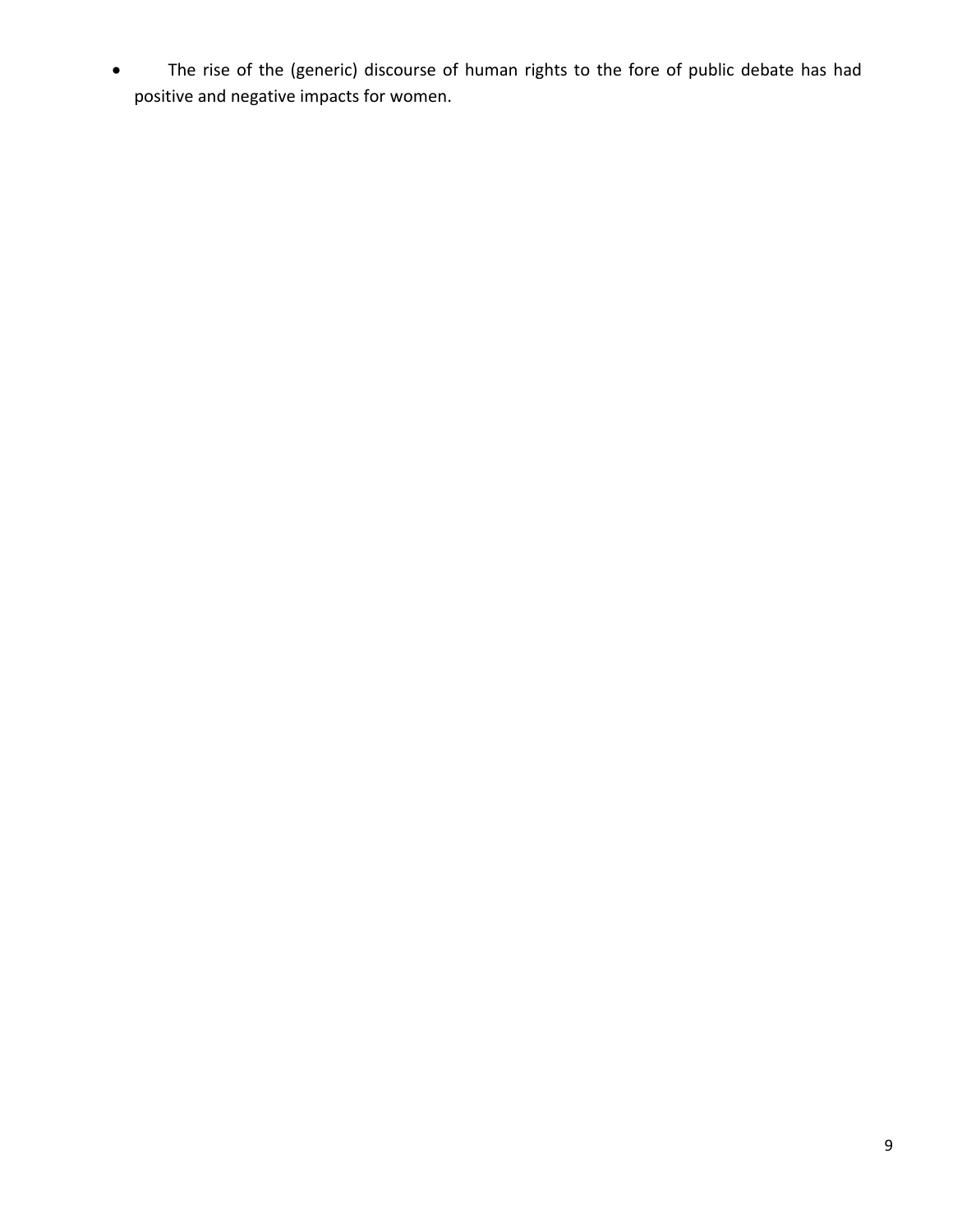- The rise of the (generic) discourse of human rights to the fore of public debate has had positive and negative impacts for women.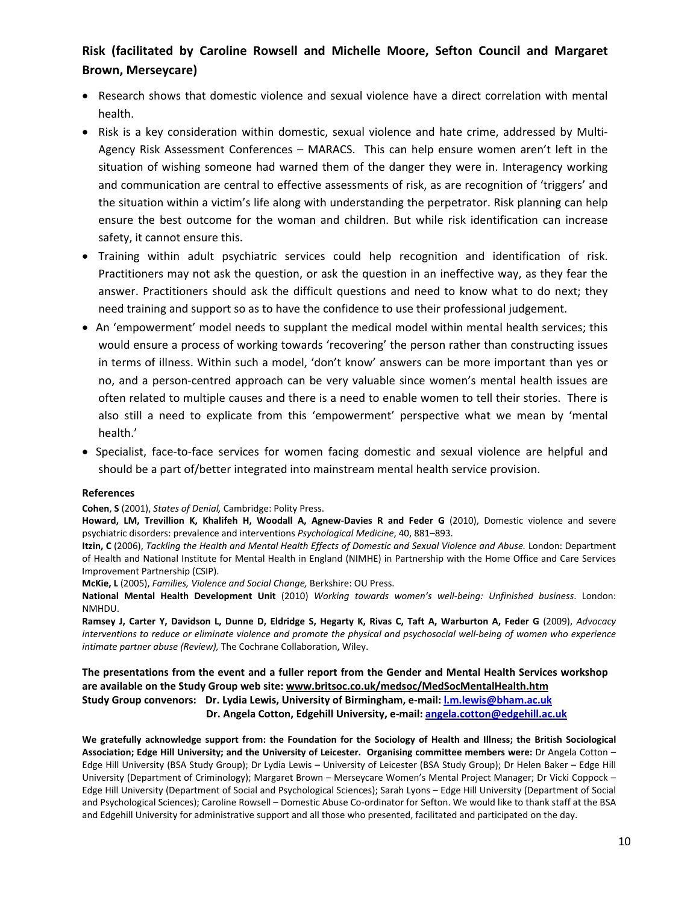## Risk (facilitated by Caroline Rowsell and Michelle Moore, Sefton Council and Margaret Brown, Merseycare)

- Research shows that domestic violence and sexual violence have a direct correlation with mental health.
- Risk is a key consideration within domestic, sexual violence and hate crime, addressed by Multi-Agency Risk Assessment Conferences – MARACS. This can help ensure women aren't left in the situation of wishing someone had warned them of the danger they were in. Interagency working and communication are central to effective assessments of risk, as are recognition of 'triggers' and the situation within a victim's life along with understanding the perpetrator. Risk planning can help ensure the best outcome for the woman and children. But while risk identification can increase safety, it cannot ensure this.
- Training within adult psychiatric services could help recognition and identification of risk. Practitioners may not ask the question, or ask the question in an ineffective way, as they fear the answer. Practitioners should ask the difficult questions and need to know what to do next; they need training and support so as to have the confidence to use their professional judgement.
- An 'empowerment' model needs to supplant the medical model within mental health services; this would ensure a process of working towards 'recovering' the person rather than constructing issues in terms of illness. Within such a model, 'don't know' answers can be more important than yes or no, and a person-centred approach can be very valuable since women's mental health issues are often related to multiple causes and there is a need to enable women to tell their stories. There is also still a need to explicate from this 'empowerment' perspective what we mean by 'mental health.'
- Specialist, face-to-face services for women facing domestic and sexual violence are helpful and should be a part of/better integrated into mainstream mental health service provision.

#### References

**Cohen**, **S** (2001), *States of Denial,* Cambridge: Polity Press.

**Howard, LM, Trevillion K, Khalifeh H, Woodall A, Agnew-Davies R and Feder G** (2010), Domestic violence and severe psychiatric disorders: prevalence and interventions *Psychological Medicine*, 40, 881–893.

**Itzin, C** (2006), *Tackling the Health and Mental Health Effects of Domestic and Sexual Violence and Abuse.* London: Department of Health and National Institute for Mental Health in England (NIMHE) in Partnership with the Home Office and Care Services Improvement Partnership (CSIP).

**McKie, L** (2005), *Families, Violence and Social Change,* Berkshire: OU Press.

**National Mental Health Development Unit** (2010) *Working towards women's well-being: Unfinished business*. London: NMHDU.

**Ramsey J, Carter Y, Davidson L, Dunne D, Eldridge S, Hegarty K, Rivas C, Taft A, Warburton A, Feder G** (2009), *Advocacy interventions to reduce or eliminate violence and promote the physical and psychosocial well-being of women who experience intimate partner abuse (Review),* The Cochrane Collaboration, Wiley.

**The presentations from the event and a fuller report from the Gender and Mental Health Services workshop are available on the Study Group web site: www.britsoc.co.uk/medsoc/MedSocMentalHealth.htm**
**Study Group convenors: Dr. Lydia Lewis, University of Birmingham, e-mail: l.m.lewis@bham.ac.uk**
**Dr. Angela Cotton, Edgehill University, e-mail: angela.cotton@edgehill.ac.uk**

**We gratefully acknowledge support from: the Foundation for the Sociology of Health and Illness; the British Sociological Association; Edge Hill University; and the University of Leicester. Organising committee members were:** Dr Angela Cotton – Edge Hill University (BSA Study Group); Dr Lydia Lewis – University of Leicester (BSA Study Group); Dr Helen Baker – Edge Hill University (Department of Criminology); Margaret Brown – Merseycare Women's Mental Project Manager; Dr Vicki Coppock – Edge Hill University (Department of Social and Psychological Sciences); Sarah Lyons – Edge Hill University (Department of Social and Psychological Sciences); Caroline Rowsell – Domestic Abuse Co-ordinator for Sefton. We would like to thank staff at the BSA and Edgehill University for administrative support and all those who presented, facilitated and participated on the day.